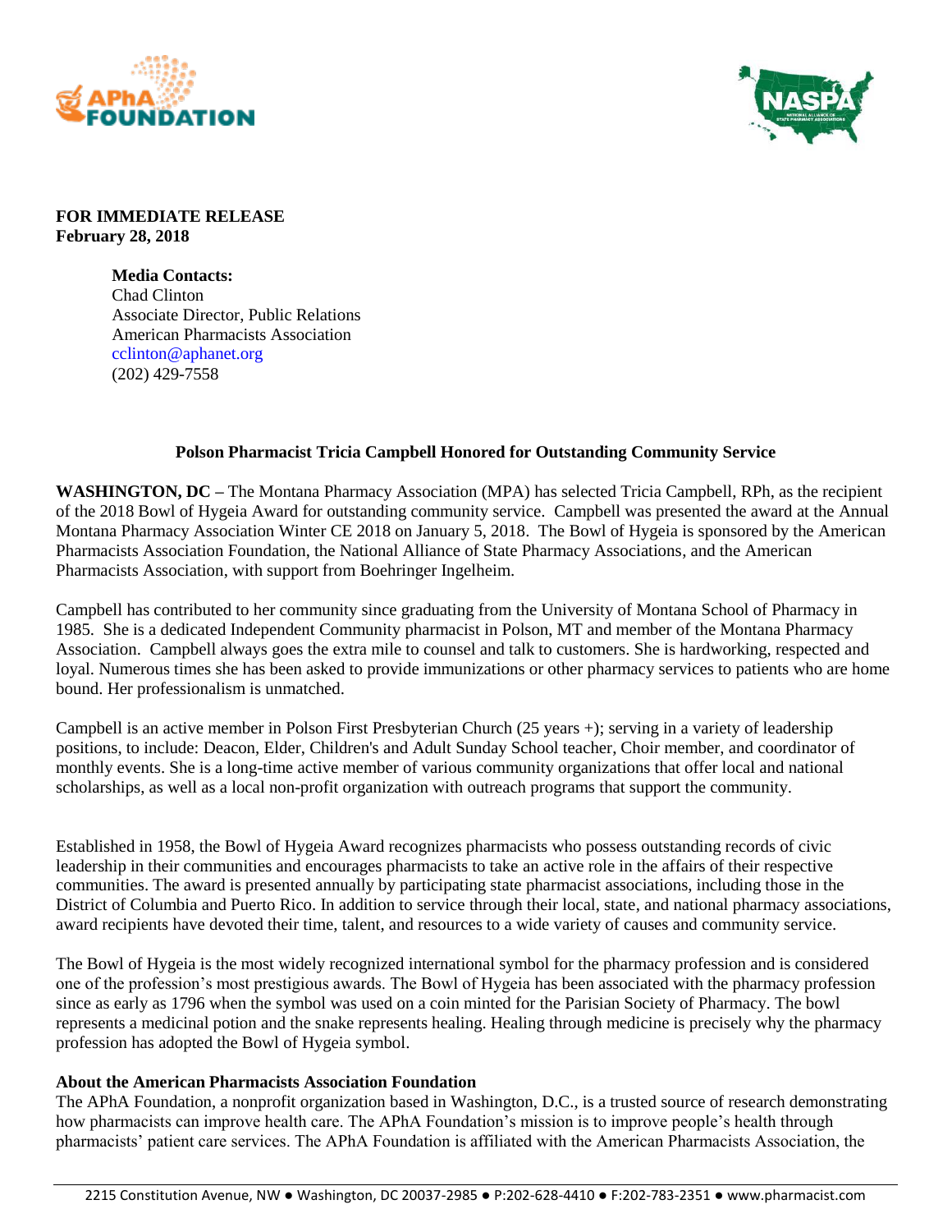**FOR IMMEDIATE RELEASE**
**February 28, 2018**

**Media Contacts:**
Chad Clinton
Associate Director, Public Relations
American Pharmacists Association
cclinton@aphanet.org
(202) 429-7558

## Polson Pharmacist Tricia Campbell Honored for Outstanding Community Service

**WASHINGTON, DC –** The Montana Pharmacy Association (MPA) has selected Tricia Campbell, RPh, as the recipient of the 2018 Bowl of Hygeia Award for outstanding community service. Campbell was presented the award at the Annual Montana Pharmacy Association Winter CE 2018 on January 5, 2018. The Bowl of Hygeia is sponsored by the American Pharmacists Association Foundation, the National Alliance of State Pharmacy Associations, and the American Pharmacists Association, with support from Boehringer Ingelheim.

Campbell has contributed to her community since graduating from the University of Montana School of Pharmacy in 1985. She is a dedicated Independent Community pharmacist in Polson, MT and member of the Montana Pharmacy Association. Campbell always goes the extra mile to counsel and talk to customers. She is hardworking, respected and loyal. Numerous times she has been asked to provide immunizations or other pharmacy services to patients who are home bound. Her professionalism is unmatched.

Campbell is an active member in Polson First Presbyterian Church (25 years +); serving in a variety of leadership positions, to include: Deacon, Elder, Children's and Adult Sunday School teacher, Choir member, and coordinator of monthly events. She is a long-time active member of various community organizations that offer local and national scholarships, as well as a local non-profit organization with outreach programs that support the community.

Established in 1958, the Bowl of Hygeia Award recognizes pharmacists who possess outstanding records of civic leadership in their communities and encourages pharmacists to take an active role in the affairs of their respective communities. The award is presented annually by participating state pharmacist associations, including those in the District of Columbia and Puerto Rico. In addition to service through their local, state, and national pharmacy associations, award recipients have devoted their time, talent, and resources to a wide variety of causes and community service.

The Bowl of Hygeia is the most widely recognized international symbol for the pharmacy profession and is considered one of the profession's most prestigious awards. The Bowl of Hygeia has been associated with the pharmacy profession since as early as 1796 when the symbol was used on a coin minted for the Parisian Society of Pharmacy. The bowl represents a medicinal potion and the snake represents healing. Healing through medicine is precisely why the pharmacy profession has adopted the Bowl of Hygeia symbol.

### About the American Pharmacists Association Foundation

The APhA Foundation, a nonprofit organization based in Washington, D.C., is a trusted source of research demonstrating how pharmacists can improve health care. The APhA Foundation's mission is to improve people's health through pharmacists' patient care services. The APhA Foundation is affiliated with the American Pharmacists Association, the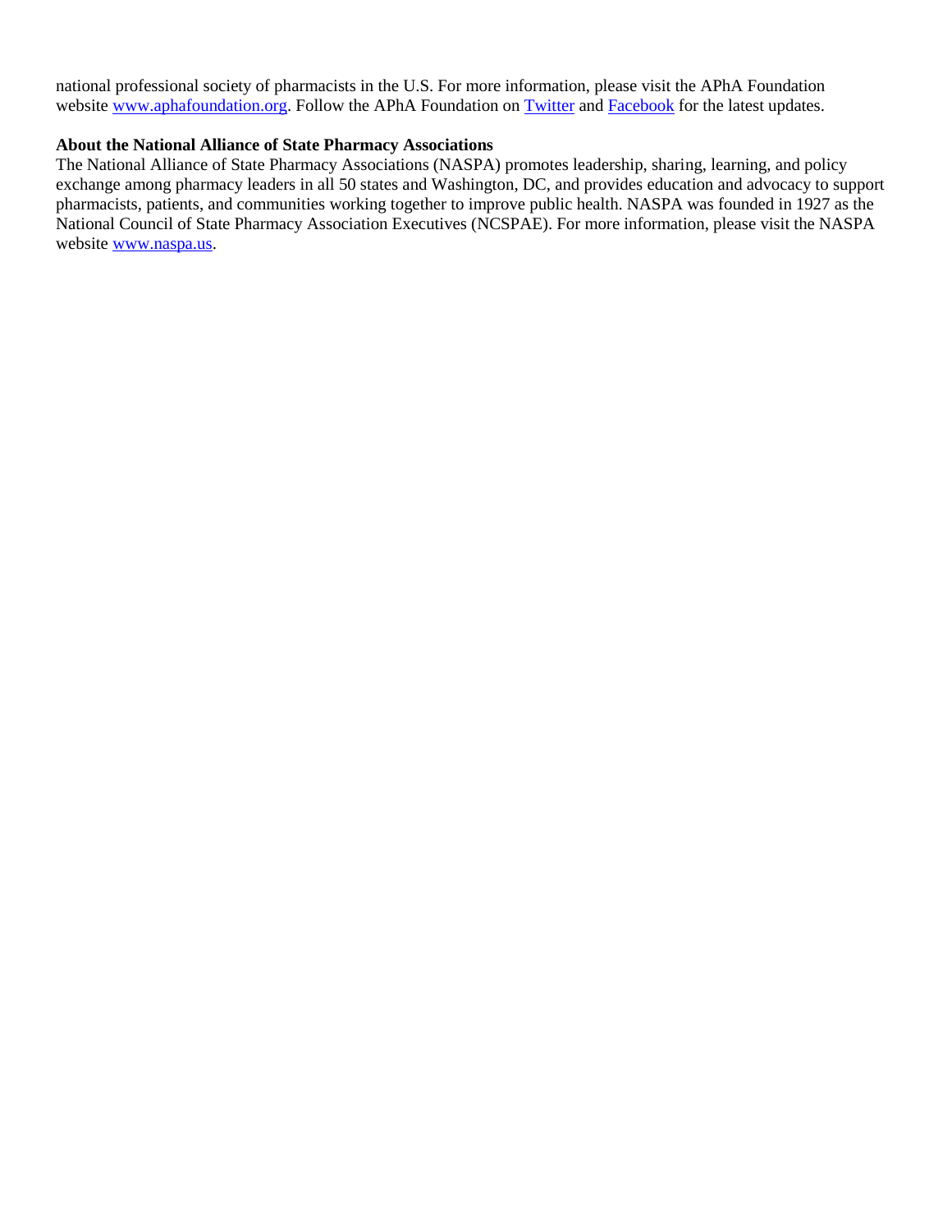national professional society of pharmacists in the U.S. For more information, please visit the APhA Foundation website www.aphafoundation.org. Follow the APhA Foundation on Twitter and Facebook for the latest updates.

**About the National Alliance of State Pharmacy Associations**

The National Alliance of State Pharmacy Associations (NASPA) promotes leadership, sharing, learning, and policy exchange among pharmacy leaders in all 50 states and Washington, DC, and provides education and advocacy to support pharmacists, patients, and communities working together to improve public health. NASPA was founded in 1927 as the National Council of State Pharmacy Association Executives (NCSPAE). For more information, please visit the NASPA website www.naspa.us.